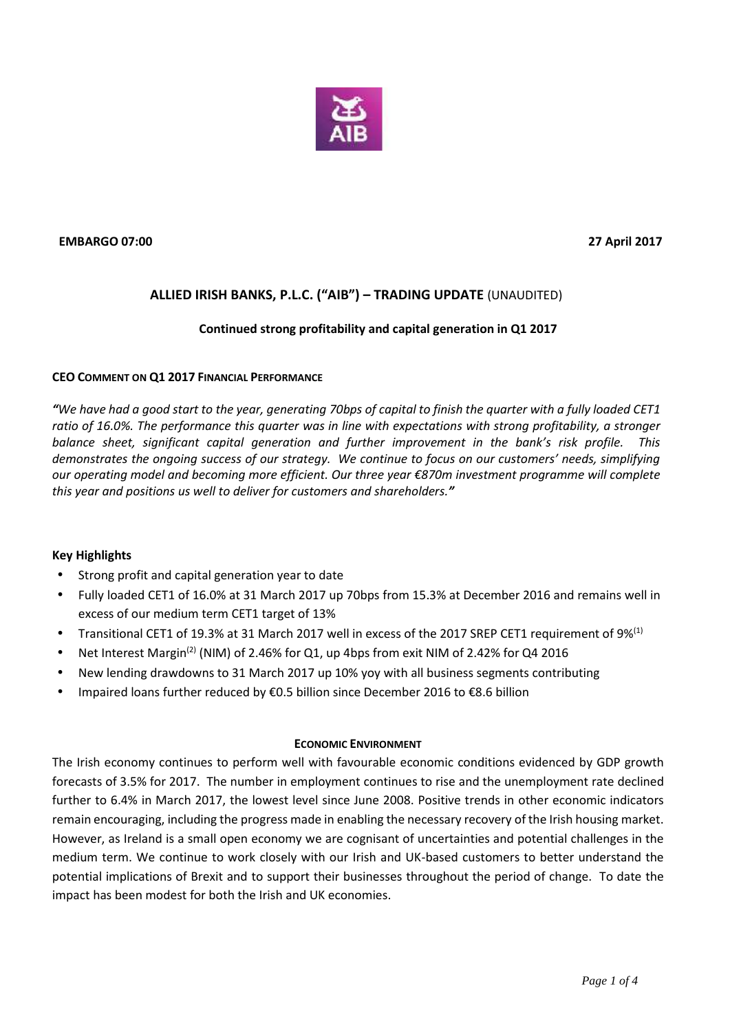**EMBARGO 07:00** **27 April 2017**

## ALLIED IRISH BANKS, P.L.C. ("AIB") – TRADING UPDATE (UNAUDITED)

### Continued strong profitability and capital generation in Q1 2017

**CEO COMMENT ON Q1 2017 FINANCIAL PERFORMANCE**

*"We have had a good start to the year, generating 70bps of capital to finish the quarter with a fully loaded CET1 ratio of 16.0%. The performance this quarter was in line with expectations with strong profitability, a stronger balance sheet, significant capital generation and further improvement in the bank's risk profile. This demonstrates the ongoing success of our strategy. We continue to focus on our customers' needs, simplifying our operating model and becoming more efficient. Our three year €870m investment programme will complete this year and positions us well to deliver for customers and shareholders."*

**Key Highlights**

- Strong profit and capital generation year to date
- Fully loaded CET1 of 16.0% at 31 March 2017 up 70bps from 15.3% at December 2016 and remains well in excess of our medium term CET1 target of 13%
- Transitional CET1 of 19.3% at 31 March 2017 well in excess of the 2017 SREP CET1 requirement of 9%[1]
- Net Interest Margin[2] (NIM) of 2.46% for Q1, up 4bps from exit NIM of 2.42% for Q4 2016
- New lending drawdowns to 31 March 2017 up 10% yoy with all business segments contributing
- Impaired loans further reduced by €0.5 billion since December 2016 to €8.6 billion

**ECONOMIC ENVIRONMENT**

The Irish economy continues to perform well with favourable economic conditions evidenced by GDP growth forecasts of 3.5% for 2017. The number in employment continues to rise and the unemployment rate declined further to 6.4% in March 2017, the lowest level since June 2008. Positive trends in other economic indicators remain encouraging, including the progress made in enabling the necessary recovery of the Irish housing market. However, as Ireland is a small open economy we are cognisant of uncertainties and potential challenges in the medium term. We continue to work closely with our Irish and UK-based customers to better understand the potential implications of Brexit and to support their businesses throughout the period of change. To date the impact has been modest for both the Irish and UK economies.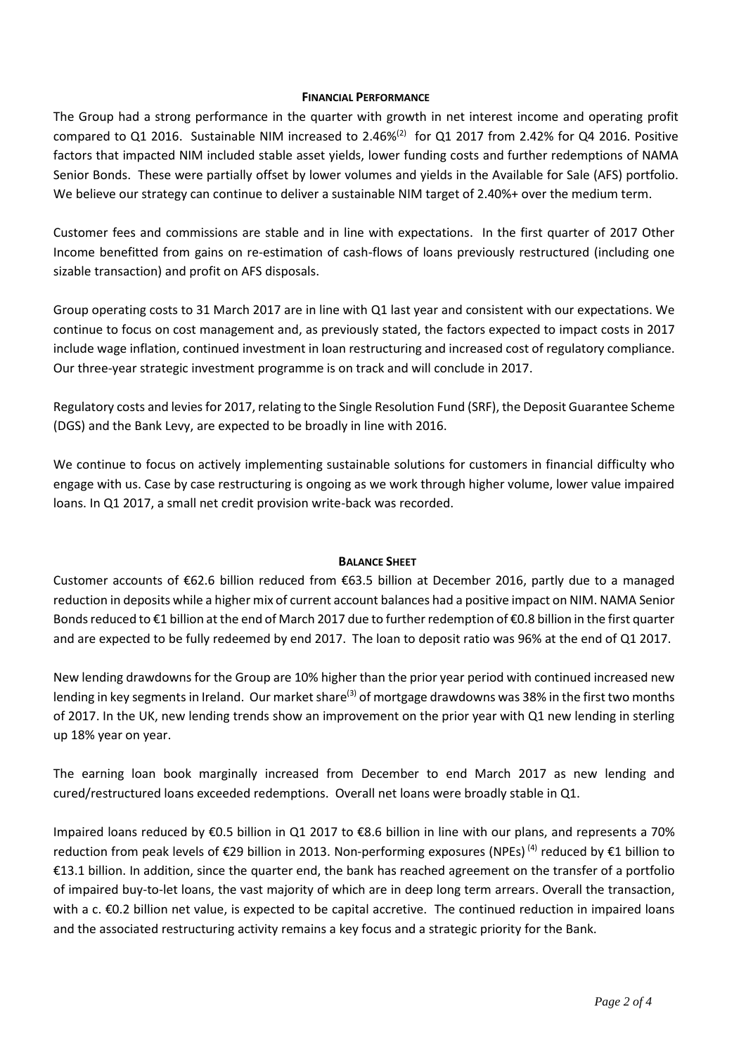## FINANCIAL PERFORMANCE

The Group had a strong performance in the quarter with growth in net interest income and operating profit compared to Q1 2016. Sustainable NIM increased to 2.46%[2] for Q1 2017 from 2.42% for Q4 2016. Positive factors that impacted NIM included stable asset yields, lower funding costs and further redemptions of NAMA Senior Bonds. These were partially offset by lower volumes and yields in the Available for Sale (AFS) portfolio. We believe our strategy can continue to deliver a sustainable NIM target of 2.40%+ over the medium term.

Customer fees and commissions are stable and in line with expectations. In the first quarter of 2017 Other Income benefitted from gains on re-estimation of cash-flows of loans previously restructured (including one sizable transaction) and profit on AFS disposals.

Group operating costs to 31 March 2017 are in line with Q1 last year and consistent with our expectations. We continue to focus on cost management and, as previously stated, the factors expected to impact costs in 2017 include wage inflation, continued investment in loan restructuring and increased cost of regulatory compliance. Our three-year strategic investment programme is on track and will conclude in 2017.

Regulatory costs and levies for 2017, relating to the Single Resolution Fund (SRF), the Deposit Guarantee Scheme (DGS) and the Bank Levy, are expected to be broadly in line with 2016.

We continue to focus on actively implementing sustainable solutions for customers in financial difficulty who engage with us. Case by case restructuring is ongoing as we work through higher volume, lower value impaired loans. In Q1 2017, a small net credit provision write-back was recorded.

## BALANCE SHEET

Customer accounts of €62.6 billion reduced from €63.5 billion at December 2016, partly due to a managed reduction in deposits while a higher mix of current account balances had a positive impact on NIM. NAMA Senior Bonds reduced to €1 billion at the end of March 2017 due to further redemption of €0.8 billion in the first quarter and are expected to be fully redeemed by end 2017. The loan to deposit ratio was 96% at the end of Q1 2017.

New lending drawdowns for the Group are 10% higher than the prior year period with continued increased new lending in key segments in Ireland. Our market share[3] of mortgage drawdowns was 38% in the first two months of 2017. In the UK, new lending trends show an improvement on the prior year with Q1 new lending in sterling up 18% year on year.

The earning loan book marginally increased from December to end March 2017 as new lending and cured/restructured loans exceeded redemptions. Overall net loans were broadly stable in Q1.

Impaired loans reduced by €0.5 billion in Q1 2017 to €8.6 billion in line with our plans, and represents a 70% reduction from peak levels of €29 billion in 2013. Non-performing exposures (NPEs)[4] reduced by €1 billion to €13.1 billion. In addition, since the quarter end, the bank has reached agreement on the transfer of a portfolio of impaired buy-to-let loans, the vast majority of which are in deep long term arrears. Overall the transaction, with a c. €0.2 billion net value, is expected to be capital accretive. The continued reduction in impaired loans and the associated restructuring activity remains a key focus and a strategic priority for the Bank.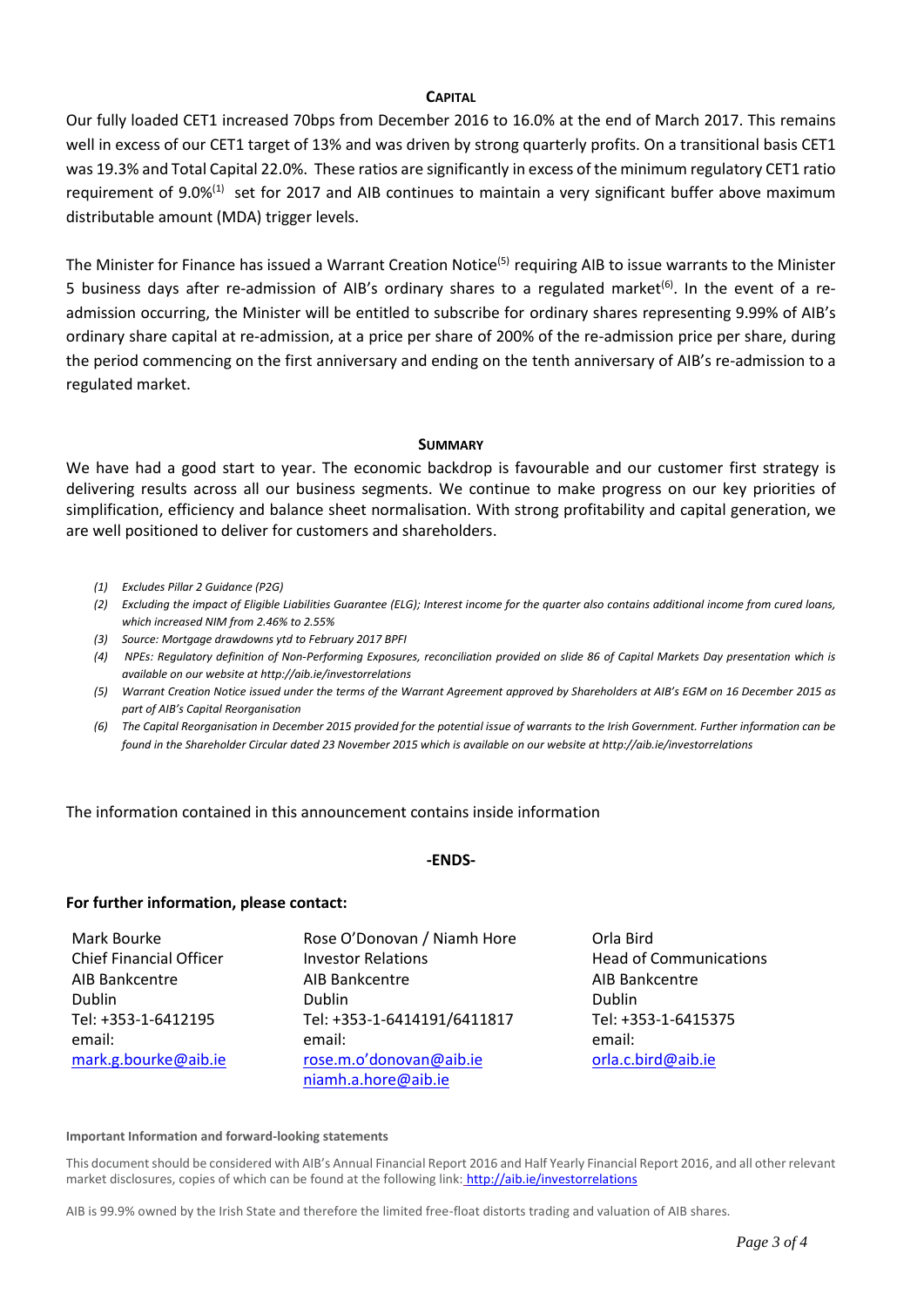## CAPITAL

Our fully loaded CET1 increased 70bps from December 2016 to 16.0% at the end of March 2017. This remains well in excess of our CET1 target of 13% and was driven by strong quarterly profits. On a transitional basis CET1 was 19.3% and Total Capital 22.0%. These ratios are significantly in excess of the minimum regulatory CET1 ratio requirement of 9.0%[(1)] set for 2017 and AIB continues to maintain a very significant buffer above maximum distributable amount (MDA) trigger levels.

The Minister for Finance has issued a Warrant Creation Notice[(5)] requiring AIB to issue warrants to the Minister 5 business days after re-admission of AIB's ordinary shares to a regulated market[(6)]. In the event of a re-admission occurring, the Minister will be entitled to subscribe for ordinary shares representing 9.99% of AIB's ordinary share capital at re-admission, at a price per share of 200% of the re-admission price per share, during the period commencing on the first anniversary and ending on the tenth anniversary of AIB's re-admission to a regulated market.

## SUMMARY

We have had a good start to year. The economic backdrop is favourable and our customer first strategy is delivering results across all our business segments. We continue to make progress on our key priorities of simplification, efficiency and balance sheet normalisation. With strong profitability and capital generation, we are well positioned to deliver for customers and shareholders.

*(1) Excludes Pillar 2 Guidance (P2G)*

*(2) Excluding the impact of Eligible Liabilities Guarantee (ELG); Interest income for the quarter also contains additional income from cured loans, which increased NIM from 2.46% to 2.55%*

*(3) Source: Mortgage drawdowns ytd to February 2017 BPFI*

*(4) NPEs: Regulatory definition of Non-Performing Exposures, reconciliation provided on slide 86 of Capital Markets Day presentation which is available on our website at http://aib.ie/investorrelations*

*(5) Warrant Creation Notice issued under the terms of the Warrant Agreement approved by Shareholders at AIB's EGM on 16 December 2015 as part of AIB's Capital Reorganisation*

*(6) The Capital Reorganisation in December 2015 provided for the potential issue of warrants to the Irish Government. Further information can be found in the Shareholder Circular dated 23 November 2015 which is available on our website at http://aib.ie/investorrelations*

The information contained in this announcement contains inside information

**-ENDS-**

**For further information, please contact:**

| Mark Bourke | Rose O'Donovan / Niamh Hore | Orla Bird |
|---|---|---|
| Chief Financial Officer | Investor Relations | Head of Communications |
| AIB Bankcentre | AIB Bankcentre | AIB Bankcentre |
| Dublin | Dublin | Dublin |
| Tel: +353-1-6412195 | Tel: +353-1-6414191/6411817 | Tel: +353-1-6415375 |
| email: | email: | email: |
| mark.g.bourke@aib.ie | rose.m.o'donovan@aib.ie<br>niamh.a.hore@aib.ie | orla.c.bird@aib.ie |

**Important Information and forward-looking statements**

This document should be considered with AIB's Annual Financial Report 2016 and Half Yearly Financial Report 2016, and all other relevant market disclosures, copies of which can be found at the following link: http://aib.ie/investorrelations

AIB is 99.9% owned by the Irish State and therefore the limited free-float distorts trading and valuation of AIB shares.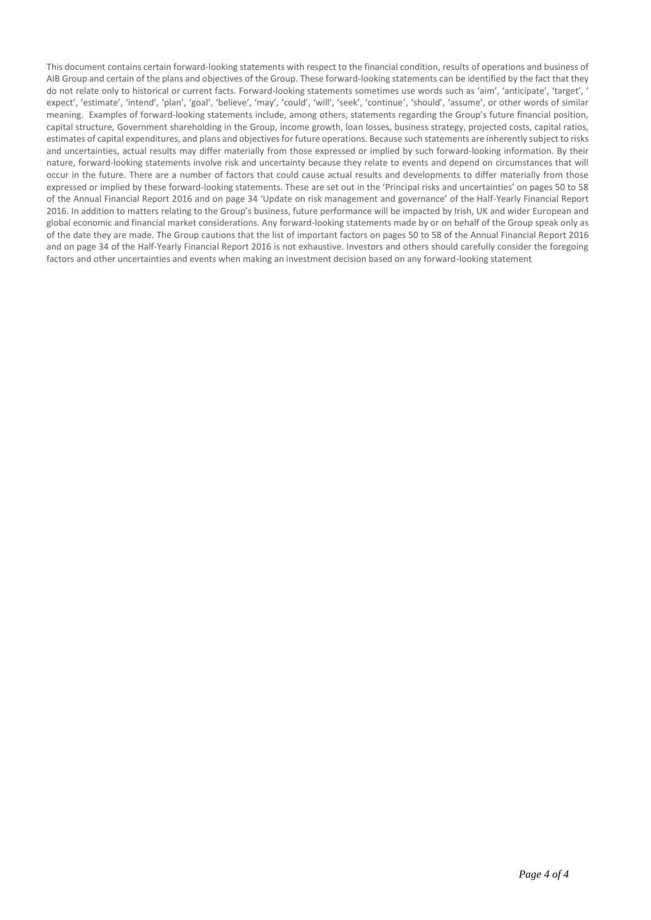This document contains certain forward-looking statements with respect to the financial condition, results of operations and business of AIB Group and certain of the plans and objectives of the Group. These forward-looking statements can be identified by the fact that they do not relate only to historical or current facts. Forward-looking statements sometimes use words such as 'aim', 'anticipate', 'target', ' expect', 'estimate', 'intend', 'plan', 'goal', 'believe', 'may', 'could', 'will', 'seek', 'continue', 'should', 'assume', or other words of similar meaning. Examples of forward-looking statements include, among others, statements regarding the Group's future financial position, capital structure, Government shareholding in the Group, income growth, loan losses, business strategy, projected costs, capital ratios, estimates of capital expenditures, and plans and objectives for future operations. Because such statements are inherently subject to risks and uncertainties, actual results may differ materially from those expressed or implied by such forward-looking information. By their nature, forward-looking statements involve risk and uncertainty because they relate to events and depend on circumstances that will occur in the future. There are a number of factors that could cause actual results and developments to differ materially from those expressed or implied by these forward-looking statements. These are set out in the 'Principal risks and uncertainties' on pages 50 to 58 of the Annual Financial Report 2016 and on page 34 'Update on risk management and governance' of the Half-Yearly Financial Report 2016. In addition to matters relating to the Group's business, future performance will be impacted by Irish, UK and wider European and global economic and financial market considerations. Any forward-looking statements made by or on behalf of the Group speak only as of the date they are made. The Group cautions that the list of important factors on pages 50 to 58 of the Annual Financial Report 2016 and on page 34 of the Half-Yearly Financial Report 2016 is not exhaustive. Investors and others should carefully consider the foregoing factors and other uncertainties and events when making an investment decision based on any forward-looking statement